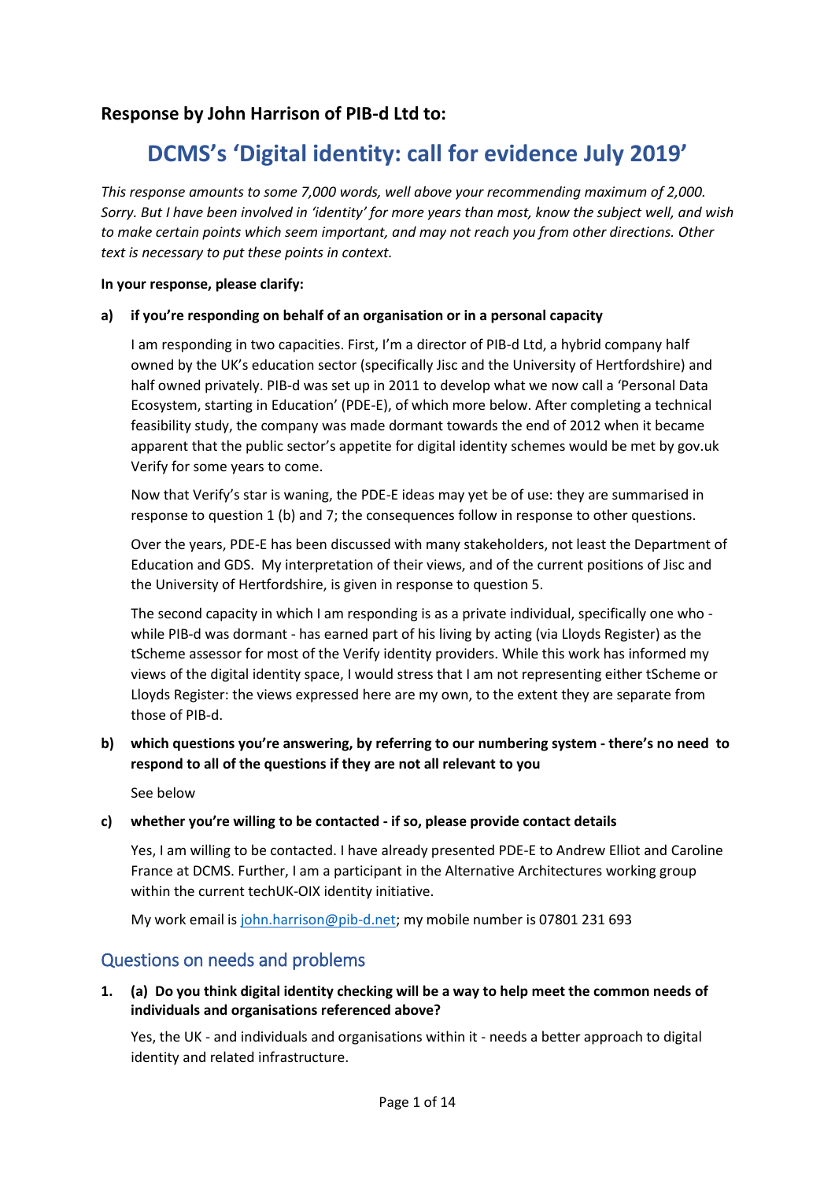## Response by John Harrison of PIB-d Ltd to:

# DCMS's 'Digital identity: call for evidence July 2019'

*This response amounts to some 7,000 words, well above your recommending maximum of 2,000. Sorry. But I have been involved in 'identity' for more years than most, know the subject well, and wish to make certain points which seem important, and may not reach you from other directions. Other text is necessary to put these points in context.*

**In your response, please clarify:**

**a) if you're responding on behalf of an organisation or in a personal capacity**

I am responding in two capacities. First, I'm a director of PIB-d Ltd, a hybrid company half owned by the UK's education sector (specifically Jisc and the University of Hertfordshire) and half owned privately. PIB-d was set up in 2011 to develop what we now call a 'Personal Data Ecosystem, starting in Education' (PDE-E), of which more below. After completing a technical feasibility study, the company was made dormant towards the end of 2012 when it became apparent that the public sector's appetite for digital identity schemes would be met by gov.uk Verify for some years to come.

Now that Verify's star is waning, the PDE-E ideas may yet be of use: they are summarised in response to question 1 (b) and 7; the consequences follow in response to other questions.

Over the years, PDE-E has been discussed with many stakeholders, not least the Department of Education and GDS. My interpretation of their views, and of the current positions of Jisc and the University of Hertfordshire, is given in response to question 5.

The second capacity in which I am responding is as a private individual, specifically one who - while PIB-d was dormant - has earned part of his living by acting (via Lloyds Register) as the tScheme assessor for most of the Verify identity providers. While this work has informed my views of the digital identity space, I would stress that I am not representing either tScheme or Lloyds Register: the views expressed here are my own, to the extent they are separate from those of PIB-d.

**b) which questions you're answering, by referring to our numbering system - there's no need to respond to all of the questions if they are not all relevant to you**

See below

**c) whether you're willing to be contacted - if so, please provide contact details**

Yes, I am willing to be contacted. I have already presented PDE-E to Andrew Elliot and Caroline France at DCMS. Further, I am a participant in the Alternative Architectures working group within the current techUK-OIX identity initiative.

My work email is [john.harrison@pib-d.net](mailto:john.harrison@pib-d.net); my mobile number is 07801 231 693

## Questions on needs and problems

**1. (a) Do you think digital identity checking will be a way to help meet the common needs of individuals and organisations referenced above?**

Yes, the UK - and individuals and organisations within it - needs a better approach to digital identity and related infrastructure.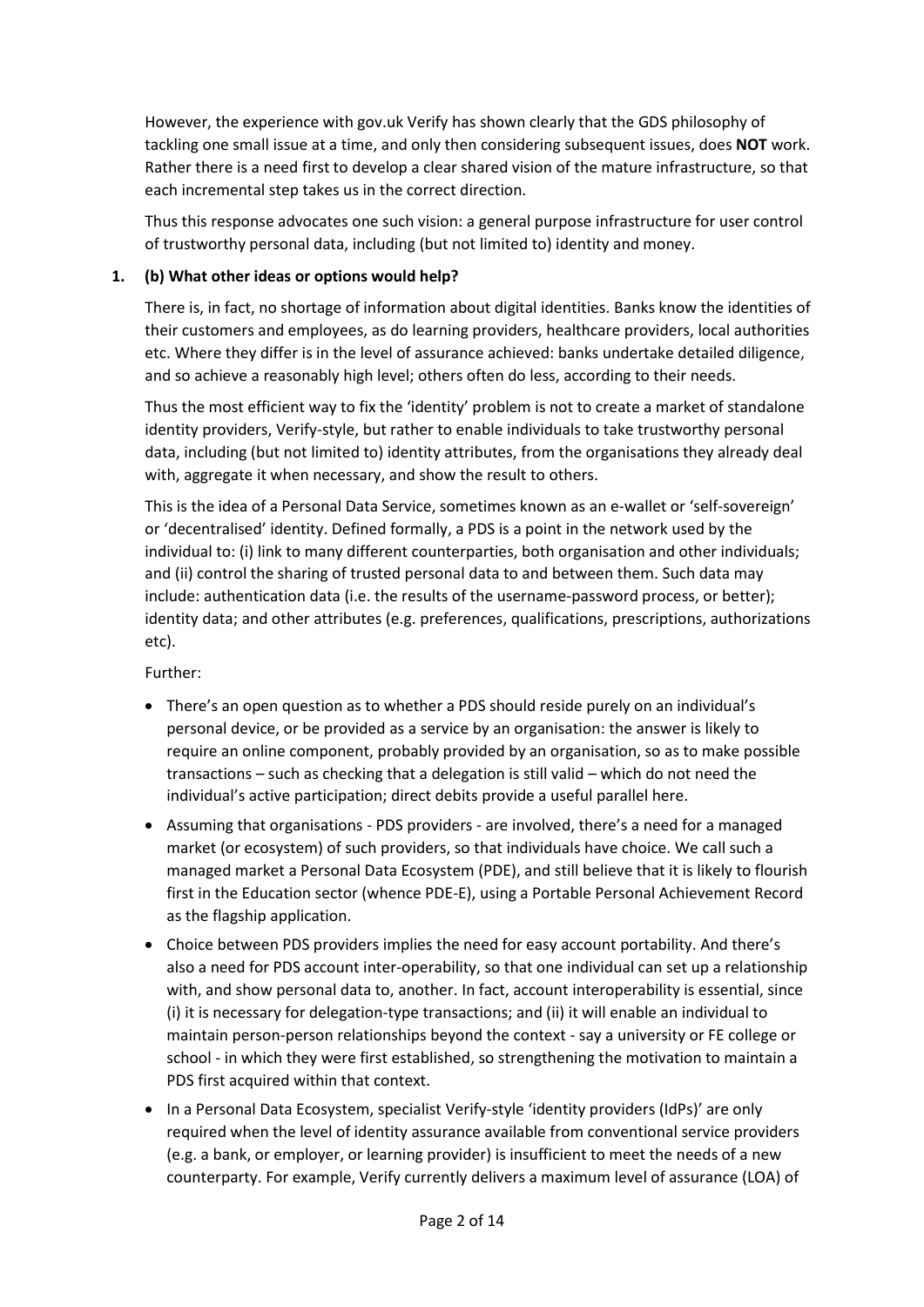However, the experience with gov.uk Verify has shown clearly that the GDS philosophy of tackling one small issue at a time, and only then considering subsequent issues, does **NOT** work. Rather there is a need first to develop a clear shared vision of the mature infrastructure, so that each incremental step takes us in the correct direction.

Thus this response advocates one such vision: a general purpose infrastructure for user control of trustworthy personal data, including (but not limited to) identity and money.

**1. (b) What other ideas or options would help?**

There is, in fact, no shortage of information about digital identities. Banks know the identities of their customers and employees, as do learning providers, healthcare providers, local authorities etc. Where they differ is in the level of assurance achieved: banks undertake detailed diligence, and so achieve a reasonably high level; others often do less, according to their needs.

Thus the most efficient way to fix the 'identity' problem is not to create a market of standalone identity providers, Verify-style, but rather to enable individuals to take trustworthy personal data, including (but not limited to) identity attributes, from the organisations they already deal with, aggregate it when necessary, and show the result to others.

This is the idea of a Personal Data Service, sometimes known as an e-wallet or 'self-sovereign' or 'decentralised' identity. Defined formally, a PDS is a point in the network used by the individual to: (i) link to many different counterparties, both organisation and other individuals; and (ii) control the sharing of trusted personal data to and between them. Such data may include: authentication data (i.e. the results of the username-password process, or better); identity data; and other attributes (e.g. preferences, qualifications, prescriptions, authorizations etc).

Further:

- There's an open question as to whether a PDS should reside purely on an individual's personal device, or be provided as a service by an organisation: the answer is likely to require an online component, probably provided by an organisation, so as to make possible transactions – such as checking that a delegation is still valid – which do not need the individual's active participation; direct debits provide a useful parallel here.
- Assuming that organisations - PDS providers - are involved, there's a need for a managed market (or ecosystem) of such providers, so that individuals have choice. We call such a managed market a Personal Data Ecosystem (PDE), and still believe that it is likely to flourish first in the Education sector (whence PDE-E), using a Portable Personal Achievement Record as the flagship application.
- Choice between PDS providers implies the need for easy account portability. And there's also a need for PDS account inter-operability, so that one individual can set up a relationship with, and show personal data to, another. In fact, account interoperability is essential, since (i) it is necessary for delegation-type transactions; and (ii) it will enable an individual to maintain person-person relationships beyond the context - say a university or FE college or school - in which they were first established, so strengthening the motivation to maintain a PDS first acquired within that context.
- In a Personal Data Ecosystem, specialist Verify-style 'identity providers (IdPs)' are only required when the level of identity assurance available from conventional service providers (e.g. a bank, or employer, or learning provider) is insufficient to meet the needs of a new counterparty. For example, Verify currently delivers a maximum level of assurance (LOA) of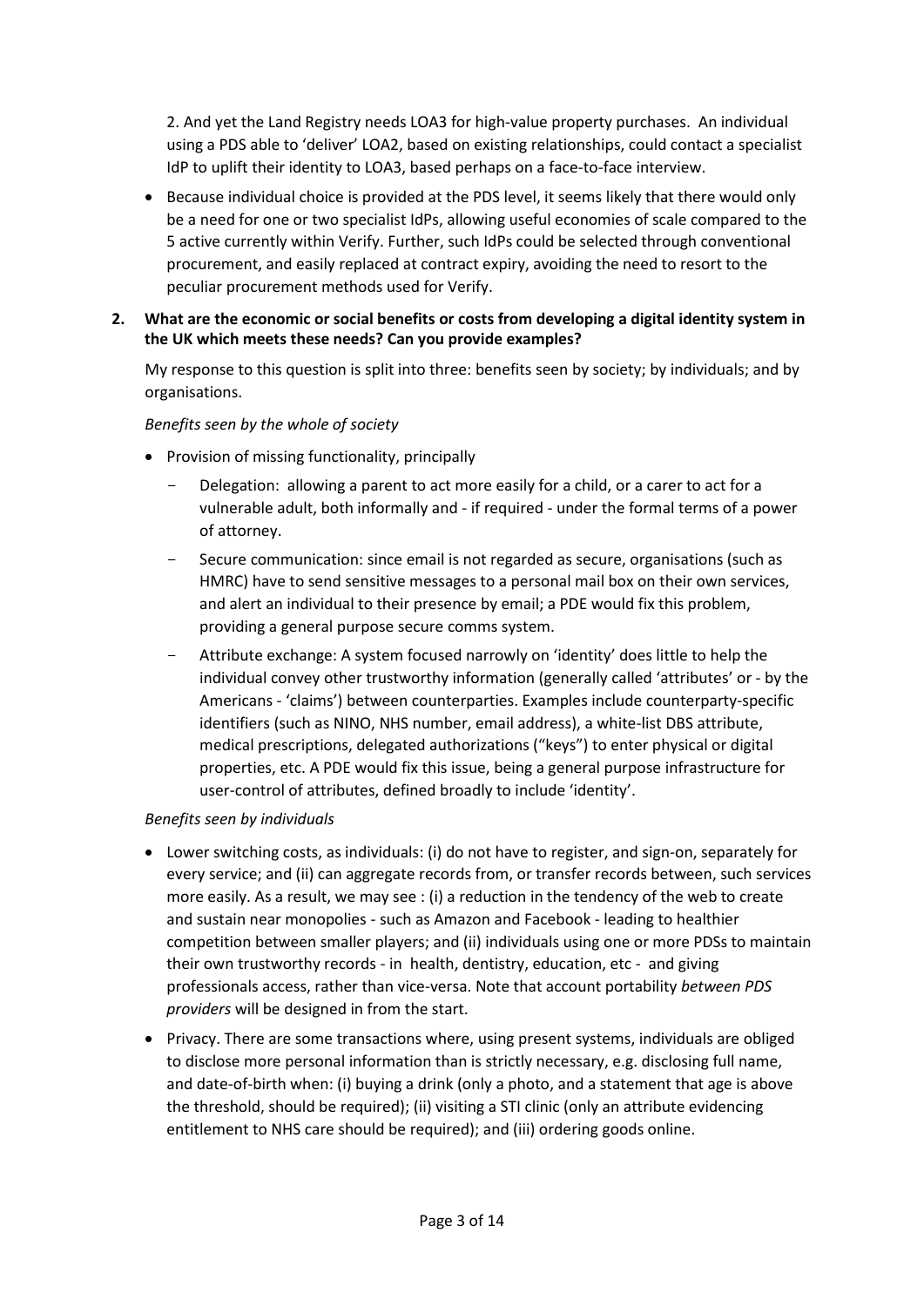2. And yet the Land Registry needs LOA3 for high-value property purchases. An individual using a PDS able to 'deliver' LOA2, based on existing relationships, could contact a specialist IdP to uplift their identity to LOA3, based perhaps on a face-to-face interview.

- Because individual choice is provided at the PDS level, it seems likely that there would only be a need for one or two specialist IdPs, allowing useful economies of scale compared to the 5 active currently within Verify. Further, such IdPs could be selected through conventional procurement, and easily replaced at contract expiry, avoiding the need to resort to the peculiar procurement methods used for Verify.

**2. What are the economic or social benefits or costs from developing a digital identity system in the UK which meets these needs? Can you provide examples?**

My response to this question is split into three: benefits seen by society; by individuals; and by organisations.

*Benefits seen by the whole of society*

- Provision of missing functionality, principally
  - Delegation: allowing a parent to act more easily for a child, or a carer to act for a vulnerable adult, both informally and - if required - under the formal terms of a power of attorney.
  - Secure communication: since email is not regarded as secure, organisations (such as HMRC) have to send sensitive messages to a personal mail box on their own services, and alert an individual to their presence by email; a PDE would fix this problem, providing a general purpose secure comms system.
  - Attribute exchange: A system focused narrowly on 'identity' does little to help the individual convey other trustworthy information (generally called 'attributes' or - by the Americans - 'claims') between counterparties. Examples include counterparty-specific identifiers (such as NINO, NHS number, email address), a white-list DBS attribute, medical prescriptions, delegated authorizations ("keys") to enter physical or digital properties, etc. A PDE would fix this issue, being a general purpose infrastructure for user-control of attributes, defined broadly to include 'identity'.

*Benefits seen by individuals*

- Lower switching costs, as individuals: (i) do not have to register, and sign-on, separately for every service; and (ii) can aggregate records from, or transfer records between, such services more easily. As a result, we may see : (i) a reduction in the tendency of the web to create and sustain near monopolies - such as Amazon and Facebook - leading to healthier competition between smaller players; and (ii) individuals using one or more PDSs to maintain their own trustworthy records - in health, dentistry, education, etc - and giving professionals access, rather than vice-versa. Note that account portability *between PDS providers* will be designed in from the start.
- Privacy. There are some transactions where, using present systems, individuals are obliged to disclose more personal information than is strictly necessary, e.g. disclosing full name, and date-of-birth when: (i) buying a drink (only a photo, and a statement that age is above the threshold, should be required); (ii) visiting a STI clinic (only an attribute evidencing entitlement to NHS care should be required); and (iii) ordering goods online.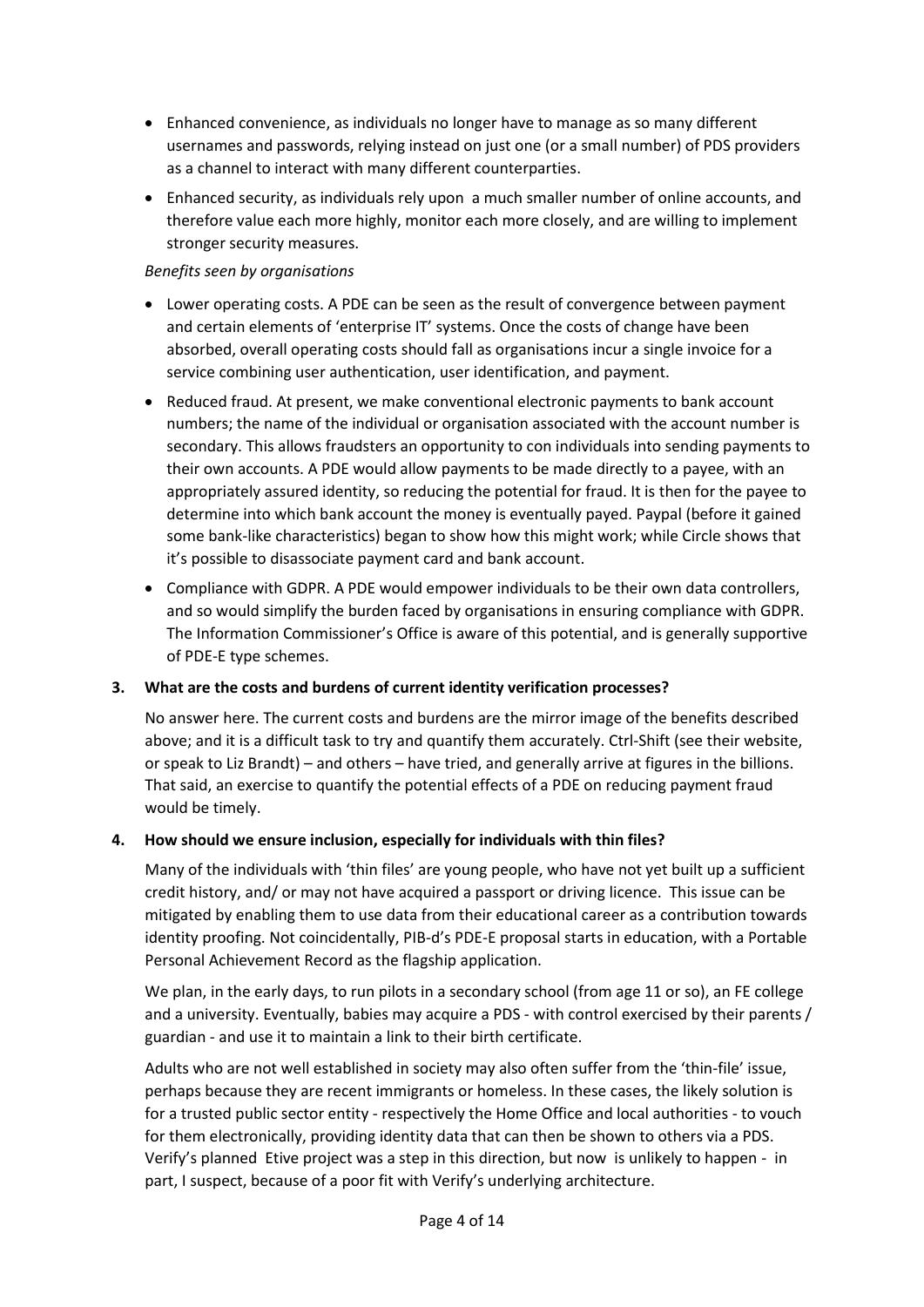- Enhanced convenience, as individuals no longer have to manage as so many different usernames and passwords, relying instead on just one (or a small number) of PDS providers as a channel to interact with many different counterparties.
- Enhanced security, as individuals rely upon a much smaller number of online accounts, and therefore value each more highly, monitor each more closely, and are willing to implement stronger security measures.

*Benefits seen by organisations*

- Lower operating costs. A PDE can be seen as the result of convergence between payment and certain elements of 'enterprise IT' systems. Once the costs of change have been absorbed, overall operating costs should fall as organisations incur a single invoice for a service combining user authentication, user identification, and payment.
- Reduced fraud. At present, we make conventional electronic payments to bank account numbers; the name of the individual or organisation associated with the account number is secondary. This allows fraudsters an opportunity to con individuals into sending payments to their own accounts. A PDE would allow payments to be made directly to a payee, with an appropriately assured identity, so reducing the potential for fraud. It is then for the payee to determine into which bank account the money is eventually payed. Paypal (before it gained some bank-like characteristics) began to show how this might work; while Circle shows that it's possible to disassociate payment card and bank account.
- Compliance with GDPR. A PDE would empower individuals to be their own data controllers, and so would simplify the burden faced by organisations in ensuring compliance with GDPR. The Information Commissioner's Office is aware of this potential, and is generally supportive of PDE-E type schemes.

**3. What are the costs and burdens of current identity verification processes?**

No answer here. The current costs and burdens are the mirror image of the benefits described above; and it is a difficult task to try and quantify them accurately. Ctrl-Shift (see their website, or speak to Liz Brandt) – and others – have tried, and generally arrive at figures in the billions. That said, an exercise to quantify the potential effects of a PDE on reducing payment fraud would be timely.

**4. How should we ensure inclusion, especially for individuals with thin files?**

Many of the individuals with 'thin files' are young people, who have not yet built up a sufficient credit history, and/ or may not have acquired a passport or driving licence. This issue can be mitigated by enabling them to use data from their educational career as a contribution towards identity proofing. Not coincidentally, PIB-d's PDE-E proposal starts in education, with a Portable Personal Achievement Record as the flagship application.

We plan, in the early days, to run pilots in a secondary school (from age 11 or so), an FE college and a university. Eventually, babies may acquire a PDS - with control exercised by their parents / guardian - and use it to maintain a link to their birth certificate.

Adults who are not well established in society may also often suffer from the 'thin-file' issue, perhaps because they are recent immigrants or homeless. In these cases, the likely solution is for a trusted public sector entity - respectively the Home Office and local authorities - to vouch for them electronically, providing identity data that can then be shown to others via a PDS. Verify's planned Etive project was a step in this direction, but now is unlikely to happen - in part, I suspect, because of a poor fit with Verify's underlying architecture.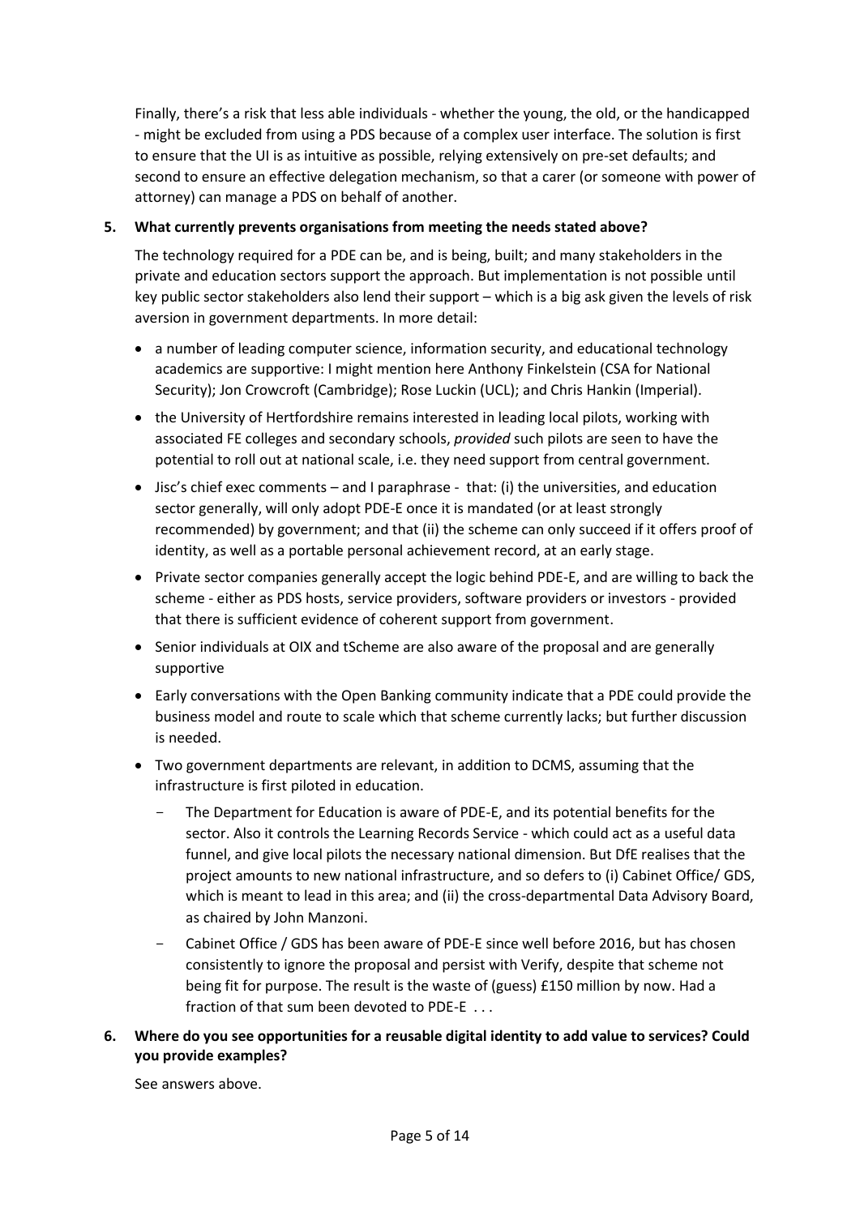Finally, there's a risk that less able individuals - whether the young, the old, or the handicapped - might be excluded from using a PDS because of a complex user interface. The solution is first to ensure that the UI is as intuitive as possible, relying extensively on pre-set defaults; and second to ensure an effective delegation mechanism, so that a carer (or someone with power of attorney) can manage a PDS on behalf of another.

**5. What currently prevents organisations from meeting the needs stated above?**

The technology required for a PDE can be, and is being, built; and many stakeholders in the private and education sectors support the approach. But implementation is not possible until key public sector stakeholders also lend their support – which is a big ask given the levels of risk aversion in government departments. In more detail:

- a number of leading computer science, information security, and educational technology academics are supportive: I might mention here Anthony Finkelstein (CSA for National Security); Jon Crowcroft (Cambridge); Rose Luckin (UCL); and Chris Hankin (Imperial).
- the University of Hertfordshire remains interested in leading local pilots, working with associated FE colleges and secondary schools, *provided* such pilots are seen to have the potential to roll out at national scale, i.e. they need support from central government.
- Jisc's chief exec comments – and I paraphrase - that: (i) the universities, and education sector generally, will only adopt PDE-E once it is mandated (or at least strongly recommended) by government; and that (ii) the scheme can only succeed if it offers proof of identity, as well as a portable personal achievement record, at an early stage.
- Private sector companies generally accept the logic behind PDE-E, and are willing to back the scheme - either as PDS hosts, service providers, software providers or investors - provided that there is sufficient evidence of coherent support from government.
- Senior individuals at OIX and tScheme are also aware of the proposal and are generally supportive
- Early conversations with the Open Banking community indicate that a PDE could provide the business model and route to scale which that scheme currently lacks; but further discussion is needed.
- Two government departments are relevant, in addition to DCMS, assuming that the infrastructure is first piloted in education.
  - The Department for Education is aware of PDE-E, and its potential benefits for the sector. Also it controls the Learning Records Service - which could act as a useful data funnel, and give local pilots the necessary national dimension. But DfE realises that the project amounts to new national infrastructure, and so defers to (i) Cabinet Office/ GDS, which is meant to lead in this area; and (ii) the cross-departmental Data Advisory Board, as chaired by John Manzoni.
  - Cabinet Office / GDS has been aware of PDE-E since well before 2016, but has chosen consistently to ignore the proposal and persist with Verify, despite that scheme not being fit for purpose. The result is the waste of (guess) £150 million by now. Had a fraction of that sum been devoted to PDE-E . . .

**6. Where do you see opportunities for a reusable digital identity to add value to services? Could you provide examples?**

See answers above.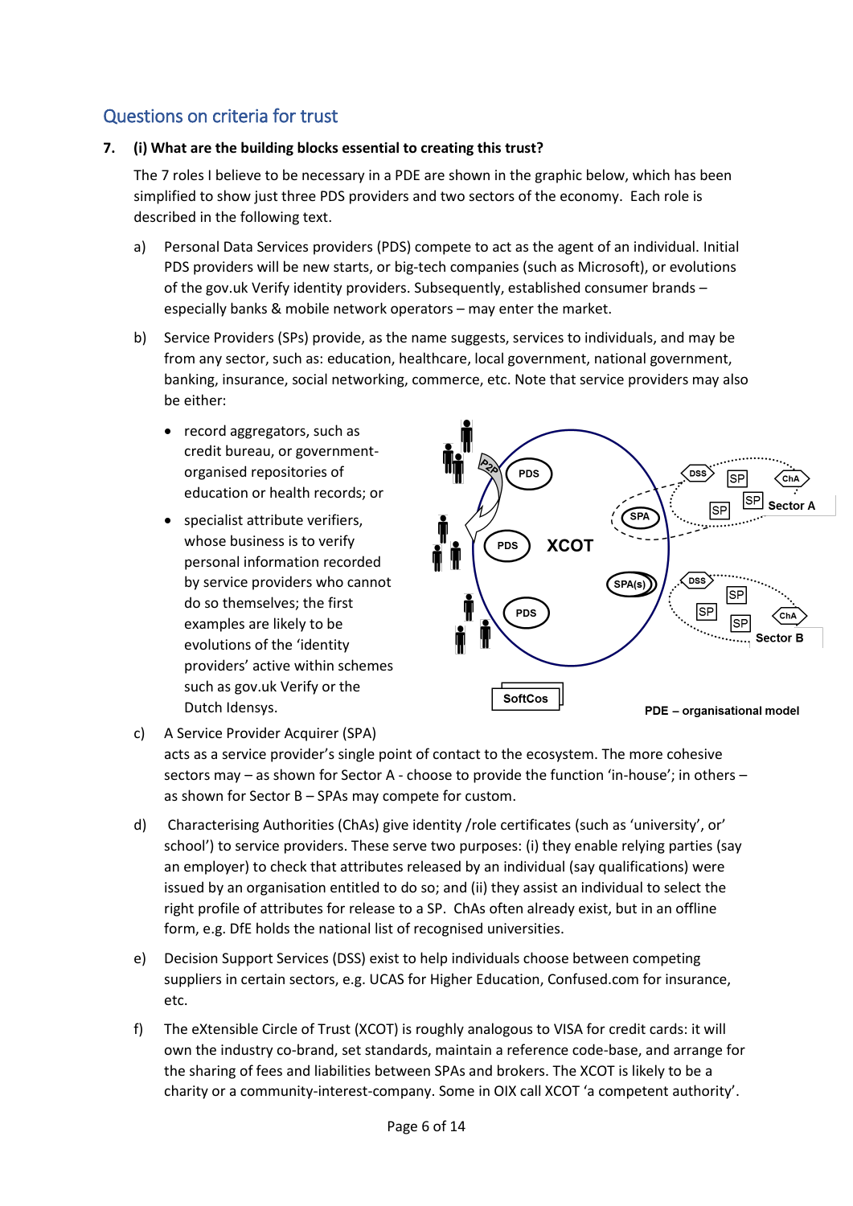## Questions on criteria for trust

**7. (i) What are the building blocks essential to creating this trust?**

The 7 roles I believe to be necessary in a PDE are shown in the graphic below, which has been simplified to show just three PDS providers and two sectors of the economy. Each role is described in the following text.

a) Personal Data Services providers (PDS) compete to act as the agent of an individual. Initial PDS providers will be new starts, or big-tech companies (such as Microsoft), or evolutions of the gov.uk Verify identity providers. Subsequently, established consumer brands – especially banks & mobile network operators – may enter the market.

b) Service Providers (SPs) provide, as the name suggests, services to individuals, and may be from any sector, such as: education, healthcare, local government, national government, banking, insurance, social networking, commerce, etc. Note that service providers may also be either:

   - record aggregators, such as credit bureau, or government-organised repositories of education or health records; or
   - specialist attribute verifiers, whose business is to verify personal information recorded by service providers who cannot do so themselves; the first examples are likely to be evolutions of the 'identity providers' active within schemes such as gov.uk Verify or the Dutch Idensys.

PDE – organisational model

c) A Service Provider Acquirer (SPA) acts as a service provider's single point of contact to the ecosystem. The more cohesive sectors may – as shown for Sector A - choose to provide the function 'in-house'; in others – as shown for Sector B – SPAs may compete for custom.

d) Characterising Authorities (ChAs) give identity /role certificates (such as 'university', or' school') to service providers. These serve two purposes: (i) they enable relying parties (say an employer) to check that attributes released by an individual (say qualifications) were issued by an organisation entitled to do so; and (ii) they assist an individual to select the right profile of attributes for release to a SP. ChAs often already exist, but in an offline form, e.g. DfE holds the national list of recognised universities.

e) Decision Support Services (DSS) exist to help individuals choose between competing suppliers in certain sectors, e.g. UCAS for Higher Education, Confused.com for insurance, etc.

f) The eXtensible Circle of Trust (XCOT) is roughly analogous to VISA for credit cards: it will own the industry co-brand, set standards, maintain a reference code-base, and arrange for the sharing of fees and liabilities between SPAs and brokers. The XCOT is likely to be a charity or a community-interest-company. Some in OIX call XCOT 'a competent authority'.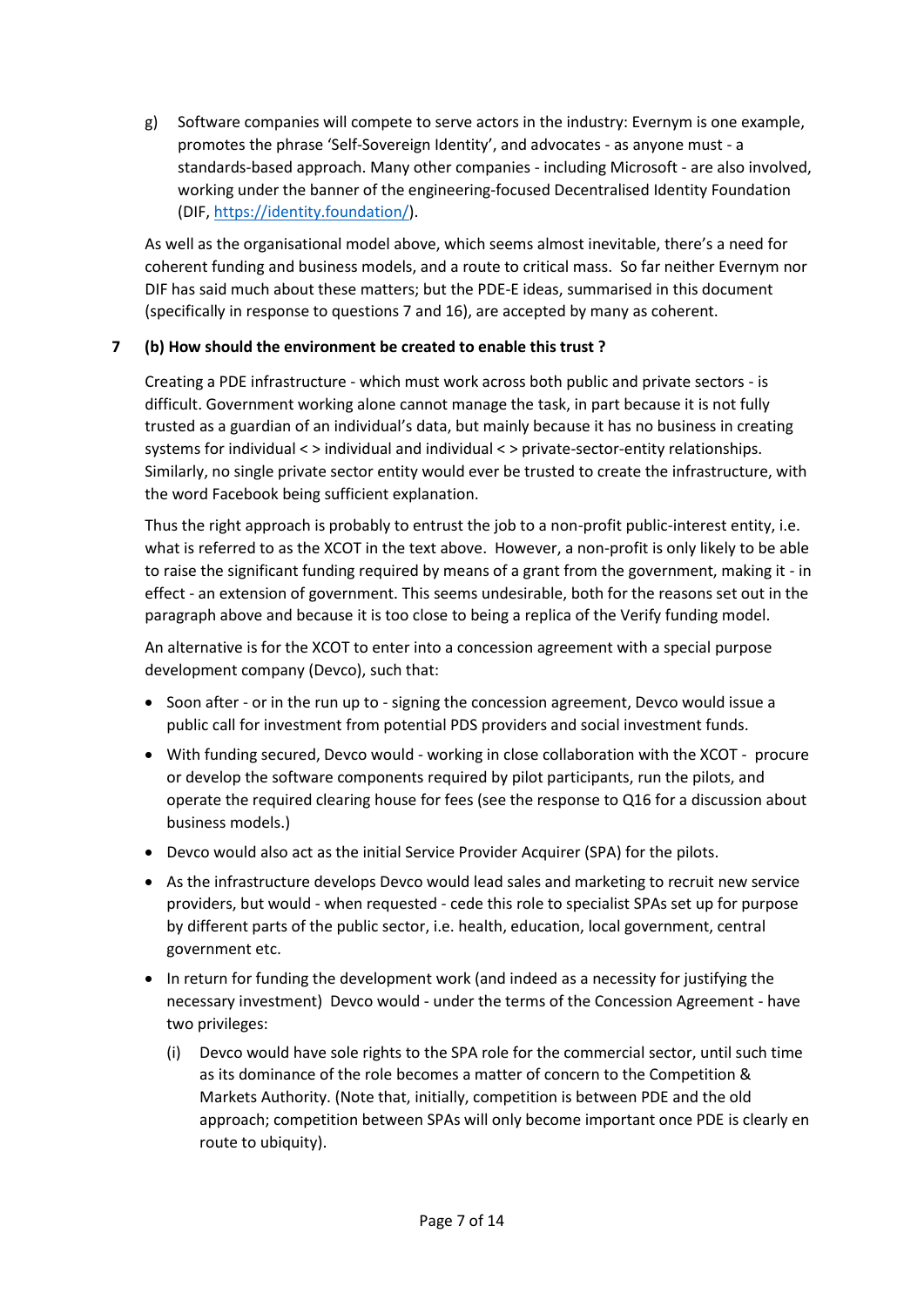g) Software companies will compete to serve actors in the industry: Evernym is one example, promotes the phrase 'Self-Sovereign Identity', and advocates - as anyone must - a standards-based approach. Many other companies - including Microsoft - are also involved, working under the banner of the engineering-focused Decentralised Identity Foundation (DIF, https://identity.foundation/).

As well as the organisational model above, which seems almost inevitable, there's a need for coherent funding and business models, and a route to critical mass. So far neither Evernym nor DIF has said much about these matters; but the PDE-E ideas, summarised in this document (specifically in response to questions 7 and 16), are accepted by many as coherent.

**7 (b) How should the environment be created to enable this trust ?**

Creating a PDE infrastructure - which must work across both public and private sectors - is difficult. Government working alone cannot manage the task, in part because it is not fully trusted as a guardian of an individual's data, but mainly because it has no business in creating systems for individual < > individual and individual < > private-sector-entity relationships. Similarly, no single private sector entity would ever be trusted to create the infrastructure, with the word Facebook being sufficient explanation.

Thus the right approach is probably to entrust the job to a non-profit public-interest entity, i.e. what is referred to as the XCOT in the text above. However, a non-profit is only likely to be able to raise the significant funding required by means of a grant from the government, making it - in effect - an extension of government. This seems undesirable, both for the reasons set out in the paragraph above and because it is too close to being a replica of the Verify funding model.

An alternative is for the XCOT to enter into a concession agreement with a special purpose development company (Devco), such that:

- Soon after - or in the run up to - signing the concession agreement, Devco would issue a public call for investment from potential PDS providers and social investment funds.
- With funding secured, Devco would - working in close collaboration with the XCOT - procure or develop the software components required by pilot participants, run the pilots, and operate the required clearing house for fees (see the response to Q16 for a discussion about business models.)
- Devco would also act as the initial Service Provider Acquirer (SPA) for the pilots.
- As the infrastructure develops Devco would lead sales and marketing to recruit new service providers, but would - when requested - cede this role to specialist SPAs set up for purpose by different parts of the public sector, i.e. health, education, local government, central government etc.
- In return for funding the development work (and indeed as a necessity for justifying the necessary investment) Devco would - under the terms of the Concession Agreement - have two privileges:
  (i) Devco would have sole rights to the SPA role for the commercial sector, until such time as its dominance of the role becomes a matter of concern to the Competition & Markets Authority. (Note that, initially, competition is between PDE and the old approach; competition between SPAs will only become important once PDE is clearly en route to ubiquity).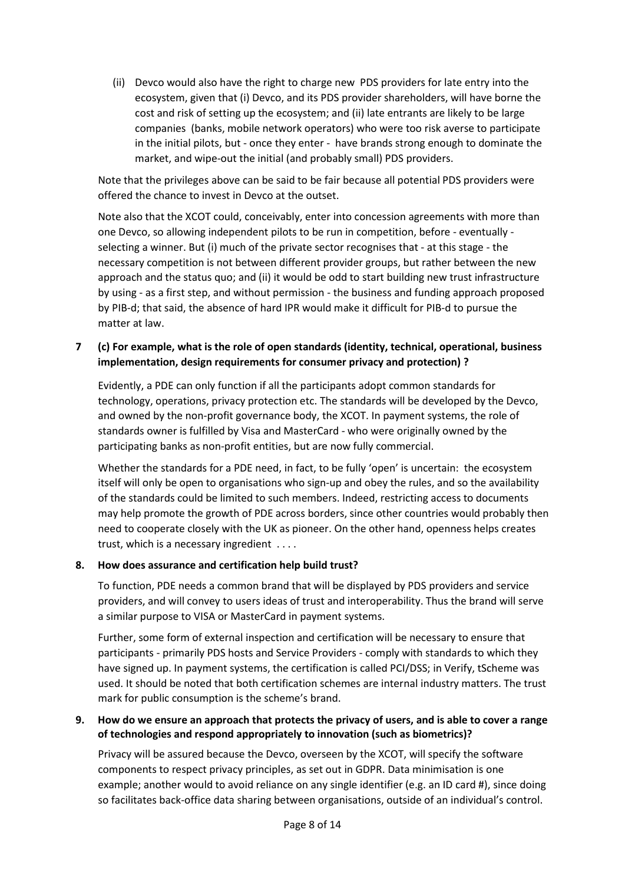(ii) Devco would also have the right to charge new PDS providers for late entry into the ecosystem, given that (i) Devco, and its PDS provider shareholders, will have borne the cost and risk of setting up the ecosystem; and (ii) late entrants are likely to be large companies (banks, mobile network operators) who were too risk averse to participate in the initial pilots, but - once they enter - have brands strong enough to dominate the market, and wipe-out the initial (and probably small) PDS providers.

Note that the privileges above can be said to be fair because all potential PDS providers were offered the chance to invest in Devco at the outset.

Note also that the XCOT could, conceivably, enter into concession agreements with more than one Devco, so allowing independent pilots to be run in competition, before - eventually - selecting a winner. But (i) much of the private sector recognises that - at this stage - the necessary competition is not between different provider groups, but rather between the new approach and the status quo; and (ii) it would be odd to start building new trust infrastructure by using - as a first step, and without permission - the business and funding approach proposed by PIB-d; that said, the absence of hard IPR would make it difficult for PIB-d to pursue the matter at law.

**7 (c) For example, what is the role of open standards (identity, technical, operational, business implementation, design requirements for consumer privacy and protection) ?**

Evidently, a PDE can only function if all the participants adopt common standards for technology, operations, privacy protection etc. The standards will be developed by the Devco, and owned by the non-profit governance body, the XCOT. In payment systems, the role of standards owner is fulfilled by Visa and MasterCard - who were originally owned by the participating banks as non-profit entities, but are now fully commercial.

Whether the standards for a PDE need, in fact, to be fully 'open' is uncertain: the ecosystem itself will only be open to organisations who sign-up and obey the rules, and so the availability of the standards could be limited to such members. Indeed, restricting access to documents may help promote the growth of PDE across borders, since other countries would probably then need to cooperate closely with the UK as pioneer. On the other hand, openness helps creates trust, which is a necessary ingredient . . . .

**8. How does assurance and certification help build trust?**

To function, PDE needs a common brand that will be displayed by PDS providers and service providers, and will convey to users ideas of trust and interoperability. Thus the brand will serve a similar purpose to VISA or MasterCard in payment systems.

Further, some form of external inspection and certification will be necessary to ensure that participants - primarily PDS hosts and Service Providers - comply with standards to which they have signed up. In payment systems, the certification is called PCI/DSS; in Verify, tScheme was used. It should be noted that both certification schemes are internal industry matters. The trust mark for public consumption is the scheme's brand.

**9. How do we ensure an approach that protects the privacy of users, and is able to cover a range of technologies and respond appropriately to innovation (such as biometrics)?**

Privacy will be assured because the Devco, overseen by the XCOT, will specify the software components to respect privacy principles, as set out in GDPR. Data minimisation is one example; another would to avoid reliance on any single identifier (e.g. an ID card #), since doing so facilitates back-office data sharing between organisations, outside of an individual's control.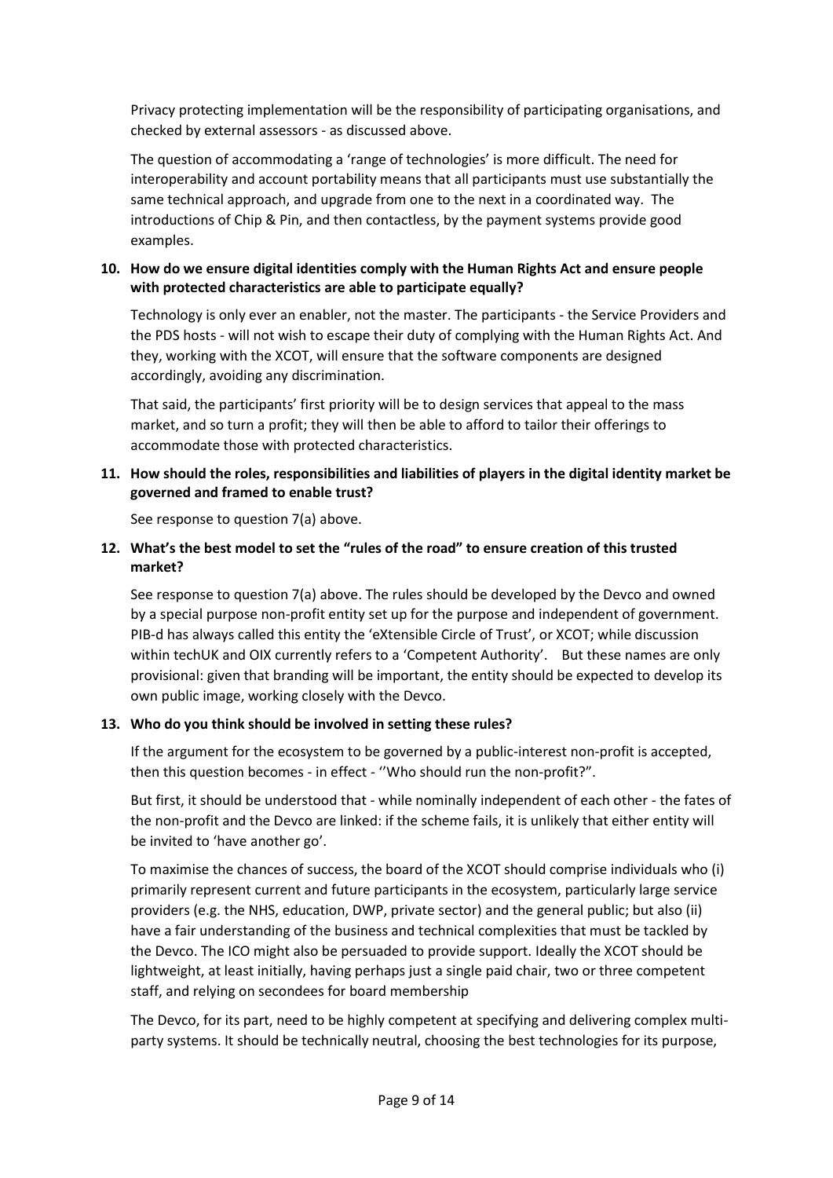Privacy protecting implementation will be the responsibility of participating organisations, and checked by external assessors - as discussed above.

The question of accommodating a 'range of technologies' is more difficult. The need for interoperability and account portability means that all participants must use substantially the same technical approach, and upgrade from one to the next in a coordinated way. The introductions of Chip & Pin, and then contactless, by the payment systems provide good examples.

**10. How do we ensure digital identities comply with the Human Rights Act and ensure people with protected characteristics are able to participate equally?**

Technology is only ever an enabler, not the master. The participants - the Service Providers and the PDS hosts - will not wish to escape their duty of complying with the Human Rights Act. And they, working with the XCOT, will ensure that the software components are designed accordingly, avoiding any discrimination.

That said, the participants' first priority will be to design services that appeal to the mass market, and so turn a profit; they will then be able to afford to tailor their offerings to accommodate those with protected characteristics.

**11. How should the roles, responsibilities and liabilities of players in the digital identity market be governed and framed to enable trust?**

See response to question 7(a) above.

**12. What's the best model to set the "rules of the road" to ensure creation of this trusted market?**

See response to question 7(a) above. The rules should be developed by the Devco and owned by a special purpose non-profit entity set up for the purpose and independent of government. PIB-d has always called this entity the 'eXtensible Circle of Trust', or XCOT; while discussion within techUK and OIX currently refers to a 'Competent Authority'. But these names are only provisional: given that branding will be important, the entity should be expected to develop its own public image, working closely with the Devco.

**13. Who do you think should be involved in setting these rules?**

If the argument for the ecosystem to be governed by a public-interest non-profit is accepted, then this question becomes - in effect - ''Who should run the non-profit?".

But first, it should be understood that - while nominally independent of each other - the fates of the non-profit and the Devco are linked: if the scheme fails, it is unlikely that either entity will be invited to 'have another go'.

To maximise the chances of success, the board of the XCOT should comprise individuals who (i) primarily represent current and future participants in the ecosystem, particularly large service providers (e.g. the NHS, education, DWP, private sector) and the general public; but also (ii) have a fair understanding of the business and technical complexities that must be tackled by the Devco. The ICO might also be persuaded to provide support. Ideally the XCOT should be lightweight, at least initially, having perhaps just a single paid chair, two or three competent staff, and relying on secondees for board membership

The Devco, for its part, need to be highly competent at specifying and delivering complex multi-party systems. It should be technically neutral, choosing the best technologies for its purpose,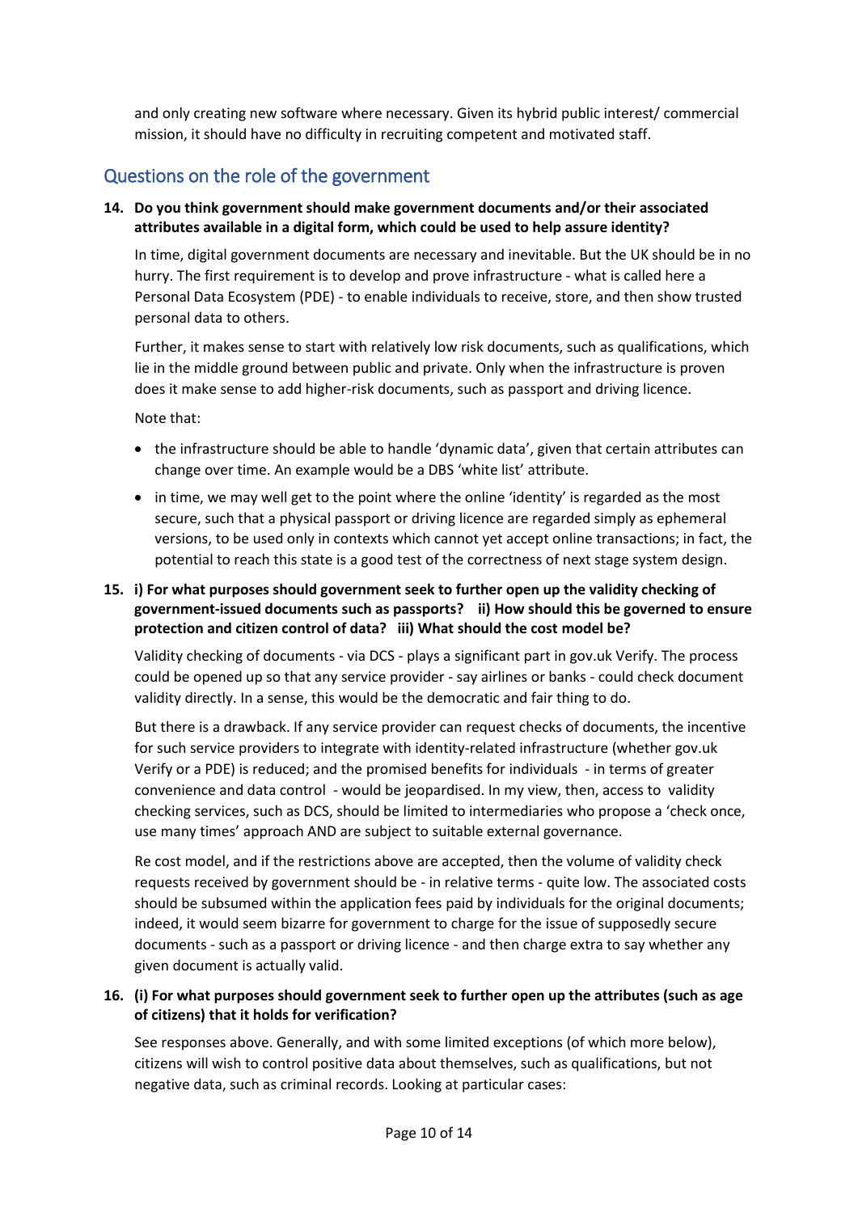and only creating new software where necessary. Given its hybrid public interest/ commercial mission, it should have no difficulty in recruiting competent and motivated staff.

## Questions on the role of the government

**14. Do you think government should make government documents and/or their associated attributes available in a digital form, which could be used to help assure identity?**

In time, digital government documents are necessary and inevitable. But the UK should be in no hurry. The first requirement is to develop and prove infrastructure - what is called here a Personal Data Ecosystem (PDE) - to enable individuals to receive, store, and then show trusted personal data to others.

Further, it makes sense to start with relatively low risk documents, such as qualifications, which lie in the middle ground between public and private. Only when the infrastructure is proven does it make sense to add higher-risk documents, such as passport and driving licence.

Note that:

- the infrastructure should be able to handle 'dynamic data', given that certain attributes can change over time. An example would be a DBS 'white list' attribute.
- in time, we may well get to the point where the online 'identity' is regarded as the most secure, such that a physical passport or driving licence are regarded simply as ephemeral versions, to be used only in contexts which cannot yet accept online transactions; in fact, the potential to reach this state is a good test of the correctness of next stage system design.

**15. i) For what purposes should government seek to further open up the validity checking of government-issued documents such as passports? ii) How should this be governed to ensure protection and citizen control of data? iii) What should the cost model be?**

Validity checking of documents - via DCS - plays a significant part in gov.uk Verify. The process could be opened up so that any service provider - say airlines or banks - could check document validity directly. In a sense, this would be the democratic and fair thing to do.

But there is a drawback. If any service provider can request checks of documents, the incentive for such service providers to integrate with identity-related infrastructure (whether gov.uk Verify or a PDE) is reduced; and the promised benefits for individuals - in terms of greater convenience and data control - would be jeopardised. In my view, then, access to validity checking services, such as DCS, should be limited to intermediaries who propose a 'check once, use many times' approach AND are subject to suitable external governance.

Re cost model, and if the restrictions above are accepted, then the volume of validity check requests received by government should be - in relative terms - quite low. The associated costs should be subsumed within the application fees paid by individuals for the original documents; indeed, it would seem bizarre for government to charge for the issue of supposedly secure documents - such as a passport or driving licence - and then charge extra to say whether any given document is actually valid.

**16. (i) For what purposes should government seek to further open up the attributes (such as age of citizens) that it holds for verification?**

See responses above. Generally, and with some limited exceptions (of which more below), citizens will wish to control positive data about themselves, such as qualifications, but not negative data, such as criminal records. Looking at particular cases: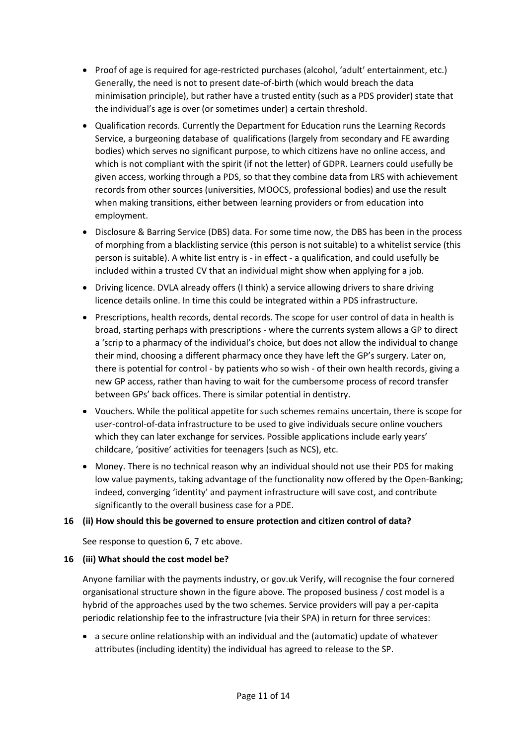- Proof of age is required for age-restricted purchases (alcohol, 'adult' entertainment, etc.) Generally, the need is not to present date-of-birth (which would breach the data minimisation principle), but rather have a trusted entity (such as a PDS provider) state that the individual's age is over (or sometimes under) a certain threshold.
- Qualification records. Currently the Department for Education runs the Learning Records Service, a burgeoning database of qualifications (largely from secondary and FE awarding bodies) which serves no significant purpose, to which citizens have no online access, and which is not compliant with the spirit (if not the letter) of GDPR. Learners could usefully be given access, working through a PDS, so that they combine data from LRS with achievement records from other sources (universities, MOOCS, professional bodies) and use the result when making transitions, either between learning providers or from education into employment.
- Disclosure & Barring Service (DBS) data. For some time now, the DBS has been in the process of morphing from a blacklisting service (this person is not suitable) to a whitelist service (this person is suitable). A white list entry is - in effect - a qualification, and could usefully be included within a trusted CV that an individual might show when applying for a job.
- Driving licence. DVLA already offers (I think) a service allowing drivers to share driving licence details online. In time this could be integrated within a PDS infrastructure.
- Prescriptions, health records, dental records. The scope for user control of data in health is broad, starting perhaps with prescriptions - where the currents system allows a GP to direct a 'scrip to a pharmacy of the individual's choice, but does not allow the individual to change their mind, choosing a different pharmacy once they have left the GP's surgery. Later on, there is potential for control - by patients who so wish - of their own health records, giving a new GP access, rather than having to wait for the cumbersome process of record transfer between GPs' back offices. There is similar potential in dentistry.
- Vouchers. While the political appetite for such schemes remains uncertain, there is scope for user-control-of-data infrastructure to be used to give individuals secure online vouchers which they can later exchange for services. Possible applications include early years' childcare, 'positive' activities for teenagers (such as NCS), etc.
- Money. There is no technical reason why an individual should not use their PDS for making low value payments, taking advantage of the functionality now offered by the Open-Banking; indeed, converging 'identity' and payment infrastructure will save cost, and contribute significantly to the overall business case for a PDE.

**16 (ii) How should this be governed to ensure protection and citizen control of data?**

See response to question 6, 7 etc above.

**16 (iii) What should the cost model be?**

Anyone familiar with the payments industry, or gov.uk Verify, will recognise the four cornered organisational structure shown in the figure above. The proposed business / cost model is a hybrid of the approaches used by the two schemes. Service providers will pay a per-capita periodic relationship fee to the infrastructure (via their SPA) in return for three services:

- a secure online relationship with an individual and the (automatic) update of whatever attributes (including identity) the individual has agreed to release to the SP.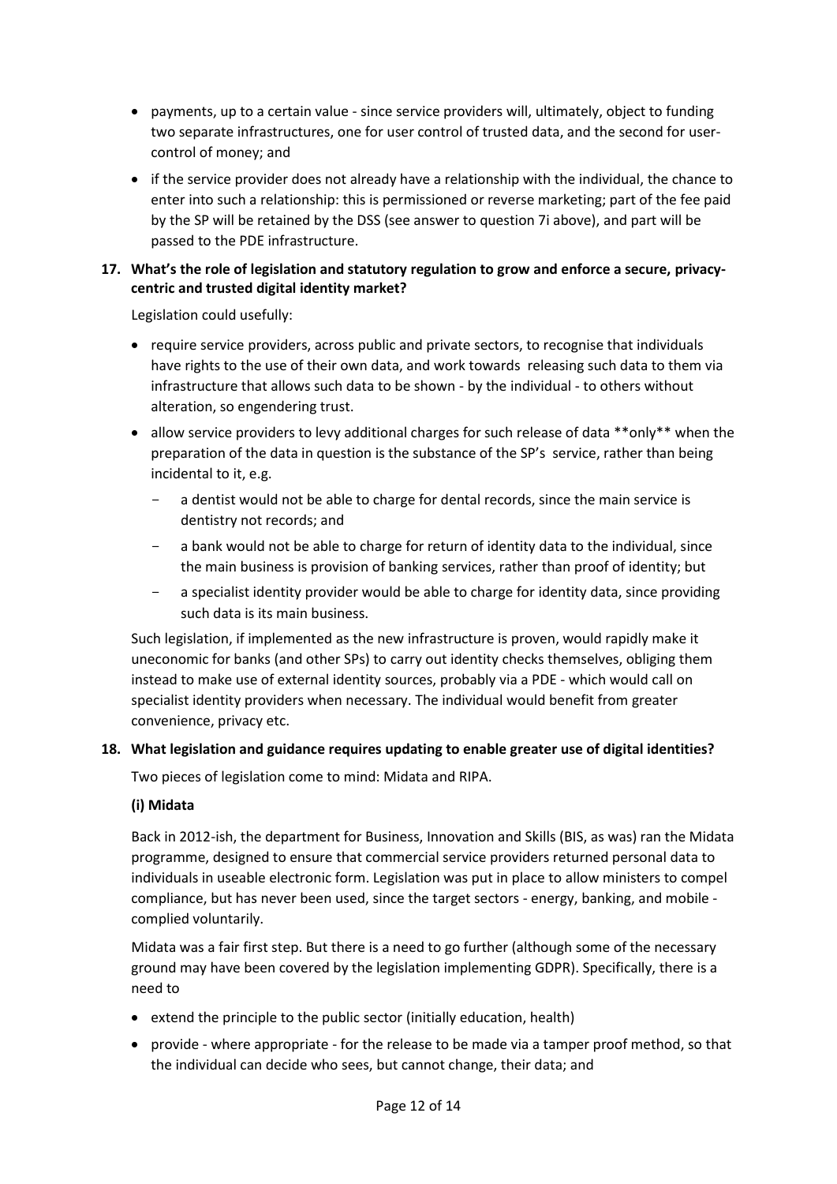- payments, up to a certain value - since service providers will, ultimately, object to funding two separate infrastructures, one for user control of trusted data, and the second for user-control of money; and
- if the service provider does not already have a relationship with the individual, the chance to enter into such a relationship: this is permissioned or reverse marketing; part of the fee paid by the SP will be retained by the DSS (see answer to question 7i above), and part will be passed to the PDE infrastructure.

**17. What's the role of legislation and statutory regulation to grow and enforce a secure, privacy-centric and trusted digital identity market?**

Legislation could usefully:

- require service providers, across public and private sectors, to recognise that individuals have rights to the use of their own data, and work towards releasing such data to them via infrastructure that allows such data to be shown - by the individual - to others without alteration, so engendering trust.
- allow service providers to levy additional charges for such release of data **only** when the preparation of the data in question is the substance of the SP's service, rather than being incidental to it, e.g.
  - a dentist would not be able to charge for dental records, since the main service is dentistry not records; and
  - a bank would not be able to charge for return of identity data to the individual, since the main business is provision of banking services, rather than proof of identity; but
  - a specialist identity provider would be able to charge for identity data, since providing such data is its main business.

Such legislation, if implemented as the new infrastructure is proven, would rapidly make it uneconomic for banks (and other SPs) to carry out identity checks themselves, obliging them instead to make use of external identity sources, probably via a PDE - which would call on specialist identity providers when necessary. The individual would benefit from greater convenience, privacy etc.

**18. What legislation and guidance requires updating to enable greater use of digital identities?**

Two pieces of legislation come to mind: Midata and RIPA.

**(i) Midata**

Back in 2012-ish, the department for Business, Innovation and Skills (BIS, as was) ran the Midata programme, designed to ensure that commercial service providers returned personal data to individuals in useable electronic form. Legislation was put in place to allow ministers to compel compliance, but has never been used, since the target sectors - energy, banking, and mobile - complied voluntarily.

Midata was a fair first step. But there is a need to go further (although some of the necessary ground may have been covered by the legislation implementing GDPR). Specifically, there is a need to

- extend the principle to the public sector (initially education, health)
- provide - where appropriate - for the release to be made via a tamper proof method, so that the individual can decide who sees, but cannot change, their data; and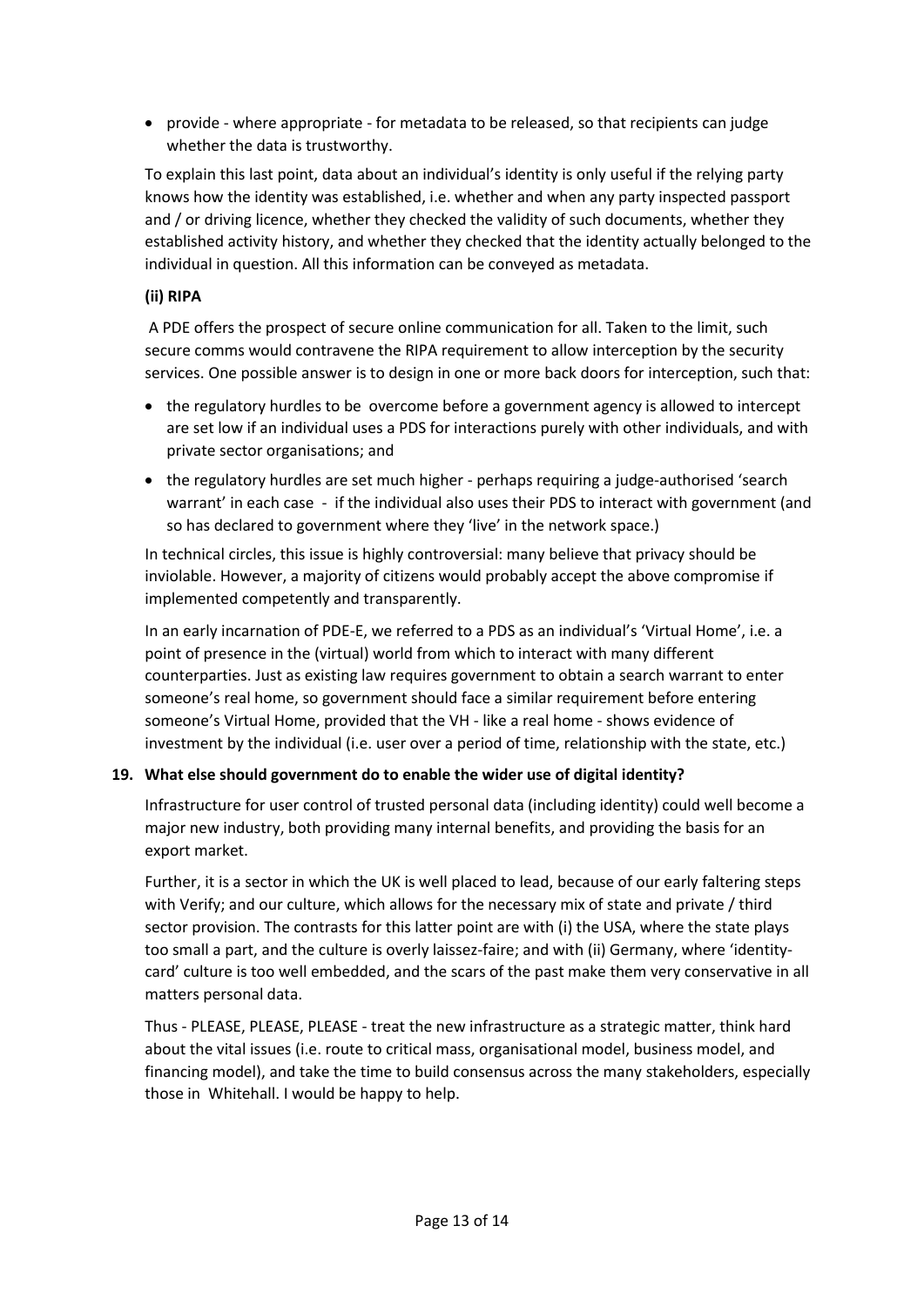- provide - where appropriate - for metadata to be released, so that recipients can judge whether the data is trustworthy.

To explain this last point, data about an individual's identity is only useful if the relying party knows how the identity was established, i.e. whether and when any party inspected passport and / or driving licence, whether they checked the validity of such documents, whether they established activity history, and whether they checked that the identity actually belonged to the individual in question. All this information can be conveyed as metadata.

**(ii) RIPA**

A PDE offers the prospect of secure online communication for all. Taken to the limit, such secure comms would contravene the RIPA requirement to allow interception by the security services. One possible answer is to design in one or more back doors for interception, such that:

- the regulatory hurdles to be overcome before a government agency is allowed to intercept are set low if an individual uses a PDS for interactions purely with other individuals, and with private sector organisations; and
- the regulatory hurdles are set much higher - perhaps requiring a judge-authorised 'search warrant' in each case - if the individual also uses their PDS to interact with government (and so has declared to government where they 'live' in the network space.)

In technical circles, this issue is highly controversial: many believe that privacy should be inviolable. However, a majority of citizens would probably accept the above compromise if implemented competently and transparently.

In an early incarnation of PDE-E, we referred to a PDS as an individual's 'Virtual Home', i.e. a point of presence in the (virtual) world from which to interact with many different counterparties. Just as existing law requires government to obtain a search warrant to enter someone's real home, so government should face a similar requirement before entering someone's Virtual Home, provided that the VH - like a real home - shows evidence of investment by the individual (i.e. user over a period of time, relationship with the state, etc.)

**19. What else should government do to enable the wider use of digital identity?**

Infrastructure for user control of trusted personal data (including identity) could well become a major new industry, both providing many internal benefits, and providing the basis for an export market.

Further, it is a sector in which the UK is well placed to lead, because of our early faltering steps with Verify; and our culture, which allows for the necessary mix of state and private / third sector provision. The contrasts for this latter point are with (i) the USA, where the state plays too small a part, and the culture is overly laissez-faire; and with (ii) Germany, where 'identity-card' culture is too well embedded, and the scars of the past make them very conservative in all matters personal data.

Thus - PLEASE, PLEASE, PLEASE - treat the new infrastructure as a strategic matter, think hard about the vital issues (i.e. route to critical mass, organisational model, business model, and financing model), and take the time to build consensus across the many stakeholders, especially those in Whitehall. I would be happy to help.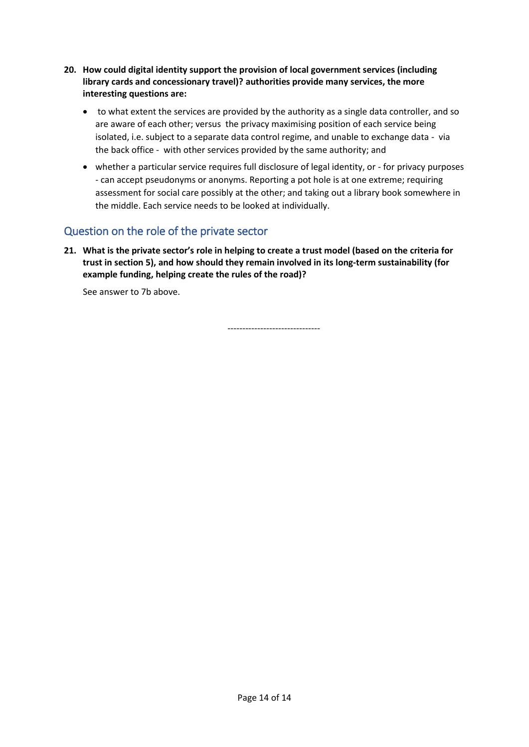20. **How could digital identity support the provision of local government services (including library cards and concessionary travel)? authorities provide many services, the more interesting questions are:**

    - to what extent the services are provided by the authority as a single data controller, and so are aware of each other; versus the privacy maximising position of each service being isolated, i.e. subject to a separate data control regime, and unable to exchange data - via the back office - with other services provided by the same authority; and
    - whether a particular service requires full disclosure of legal identity, or - for privacy purposes - can accept pseudonyms or anonyms. Reporting a pot hole is at one extreme; requiring assessment for social care possibly at the other; and taking out a library book somewhere in the middle. Each service needs to be looked at individually.

## Question on the role of the private sector

21. **What is the private sector's role in helping to create a trust model (based on the criteria for trust in section 5), and how should they remain involved in its long-term sustainability (for example funding, helping create the rules of the road)?**

    See answer to 7b above.

-------------------------------